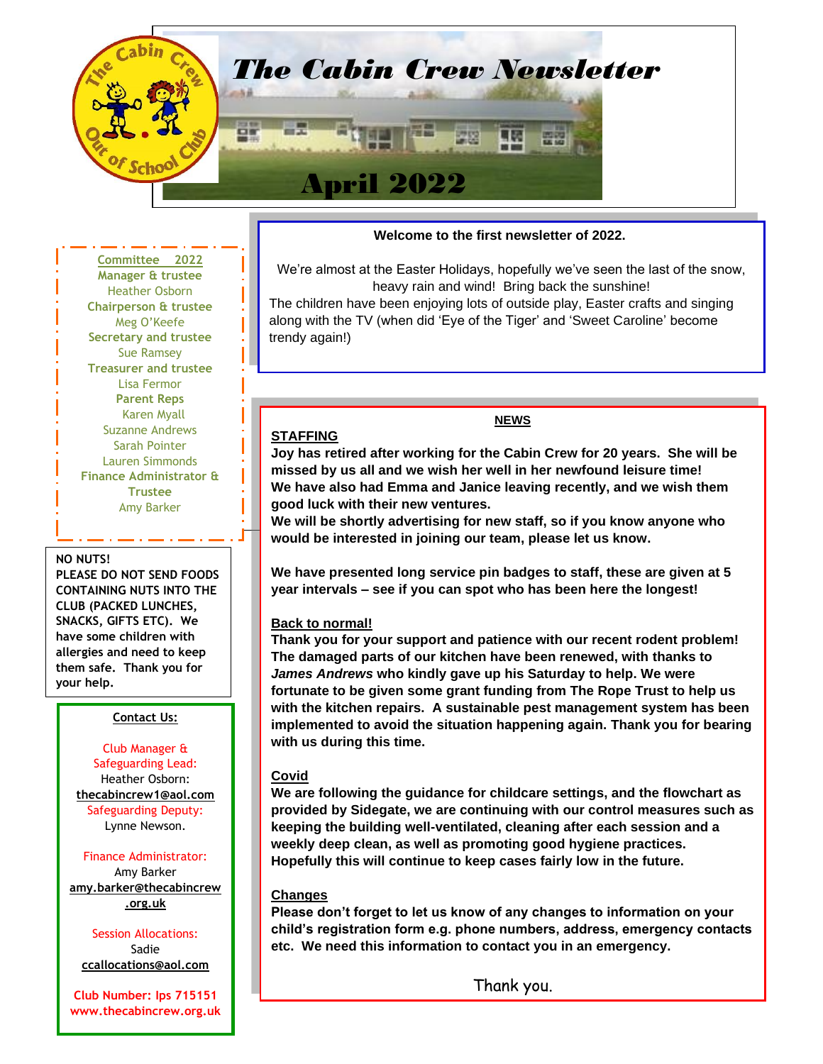# The Cabin Crew Newsletter

## April 2022

**Welcome to the first newsletter of 2022.**

We're almost at the Easter Holidays, hopefully we've seen the last of the snow, heavy rain and wind! Bring back the sunshine!
The children have been enjoying lots of outside play, Easter crafts and singing along with the TV (when did 'Eye of the Tiger' and 'Sweet Caroline' become trendy again!)

## NEWS

### STAFFING

**Joy has retired after working for the Cabin Crew for 20 years. She will be missed by us all and we wish her well in her newfound leisure time!**
**We have also had Emma and Janice leaving recently, and we wish them good luck with their new ventures.**
**We will be shortly advertising for new staff, so if you know anyone who would be interested in joining our team, please let us know.**

**We have presented long service pin badges to staff, these are given at 5 year intervals – see if you can spot who has been here the longest!**

### Back to normal!

**Thank you for your support and patience with our recent rodent problem! The damaged parts of our kitchen have been renewed, with thanks to *James Andrews* who kindly gave up his Saturday to help. We were fortunate to be given some grant funding from The Rope Trust to help us with the kitchen repairs. A sustainable pest management system has been implemented to avoid the situation happening again. Thank you for bearing with us during this time.**

### Covid

**We are following the guidance for childcare settings, and the flowchart as provided by Sidegate, we are continuing with our control measures such as keeping the building well-ventilated, cleaning after each session and a weekly deep clean, as well as promoting good hygiene practices. Hopefully this will continue to keep cases fairly low in the future.**

### Changes

**Please don't forget to let us know of any changes to information on your child's registration form e.g. phone numbers, address, emergency contacts etc. We need this information to contact you in an emergency.**

Thank you.

---

**Committee 2022**

**Manager & trustee**
Heather Osborn
**Chairperson & trustee**
Meg O'Keefe
**Secretary and trustee**
Sue Ramsey
**Treasurer and trustee**
Lisa Fermor
**Parent Reps**
Karen Myall
Suzanne Andrews
Sarah Pointer
Lauren Simmonds
**Finance Administrator & Trustee**
Amy Barker

---

**NO NUTS!**
**PLEASE DO NOT SEND FOODS CONTAINING NUTS INTO THE CLUB (PACKED LUNCHES, SNACKS, GIFTS ETC). We have some children with allergies and need to keep them safe. Thank you for your help.**

---

**Contact Us:**

Club Manager & Safeguarding Lead:
Heather Osborn:
**thecabincrew1@aol.com**
Safeguarding Deputy:
Lynne Newson.

Finance Administrator:
Amy Barker
**amy.barker@thecabincrew.org.uk**

Session Allocations:
Sadie
**ccallocations@aol.com**

**Club Number: Ips 715151**
**www.thecabincrew.org.uk**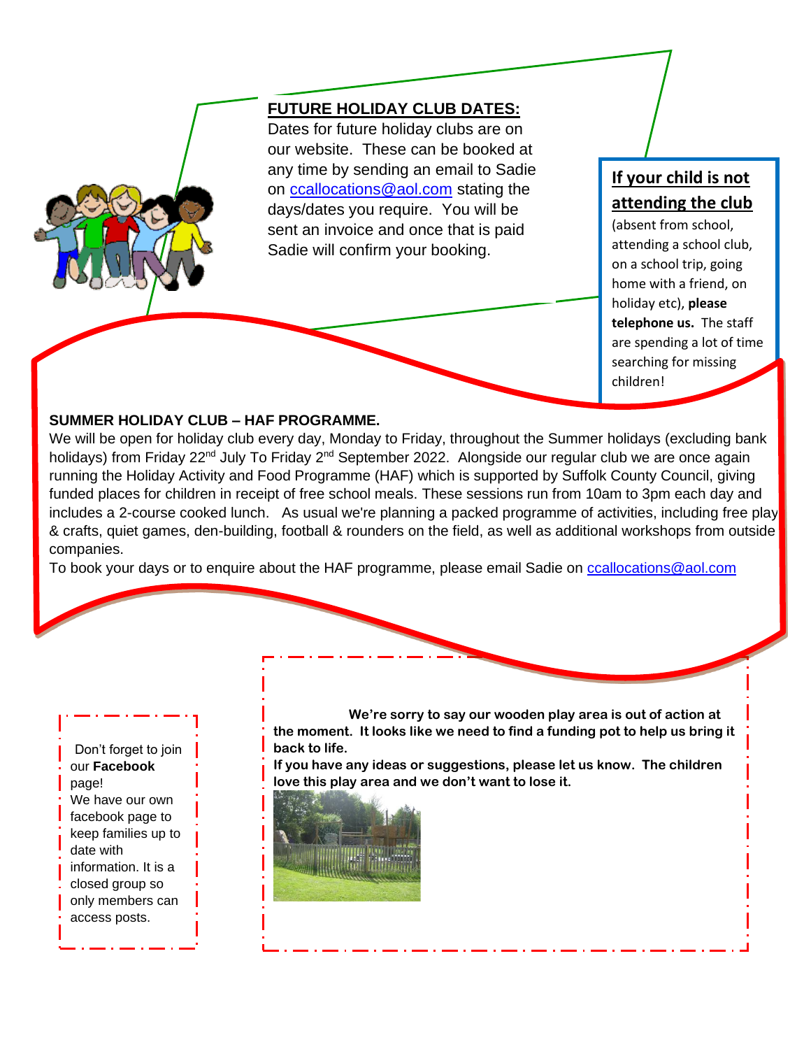## FUTURE HOLIDAY CLUB DATES:

Dates for future holiday clubs are on our website. These can be booked at any time by sending an email to Sadie on ccallocations@aol.com stating the days/dates you require. You will be sent an invoice and once that is paid Sadie will confirm your booking.

## If your child is not attending the club

(absent from school, attending a school club, on a school trip, going home with a friend, on holiday etc), **please telephone us.** The staff are spending a lot of time searching for missing children!

**SUMMER HOLIDAY CLUB – HAF PROGRAMME.**

We will be open for holiday club every day, Monday to Friday, throughout the Summer holidays (excluding bank holidays) from Friday 22nd July To Friday 2nd September 2022. Alongside our regular club we are once again running the Holiday Activity and Food Programme (HAF) which is supported by Suffolk County Council, giving funded places for children in receipt of free school meals. These sessions run from 10am to 3pm each day and includes a 2-course cooked lunch. As usual we're planning a packed programme of activities, including free play & crafts, quiet games, den-building, football & rounders on the field, as well as additional workshops from outside companies.

To book your days or to enquire about the HAF programme, please email Sadie on ccallocations@aol.com

Don't forget to join our **Facebook** page!
We have our own facebook page to keep families up to date with information. It is a closed group so only members can access posts.

**We're sorry to say our wooden play area is out of action at the moment. It looks like we need to find a funding pot to help us bring it back to life.**
**If you have any ideas or suggestions, please let us know. The children love this play area and we don't want to lose it.**